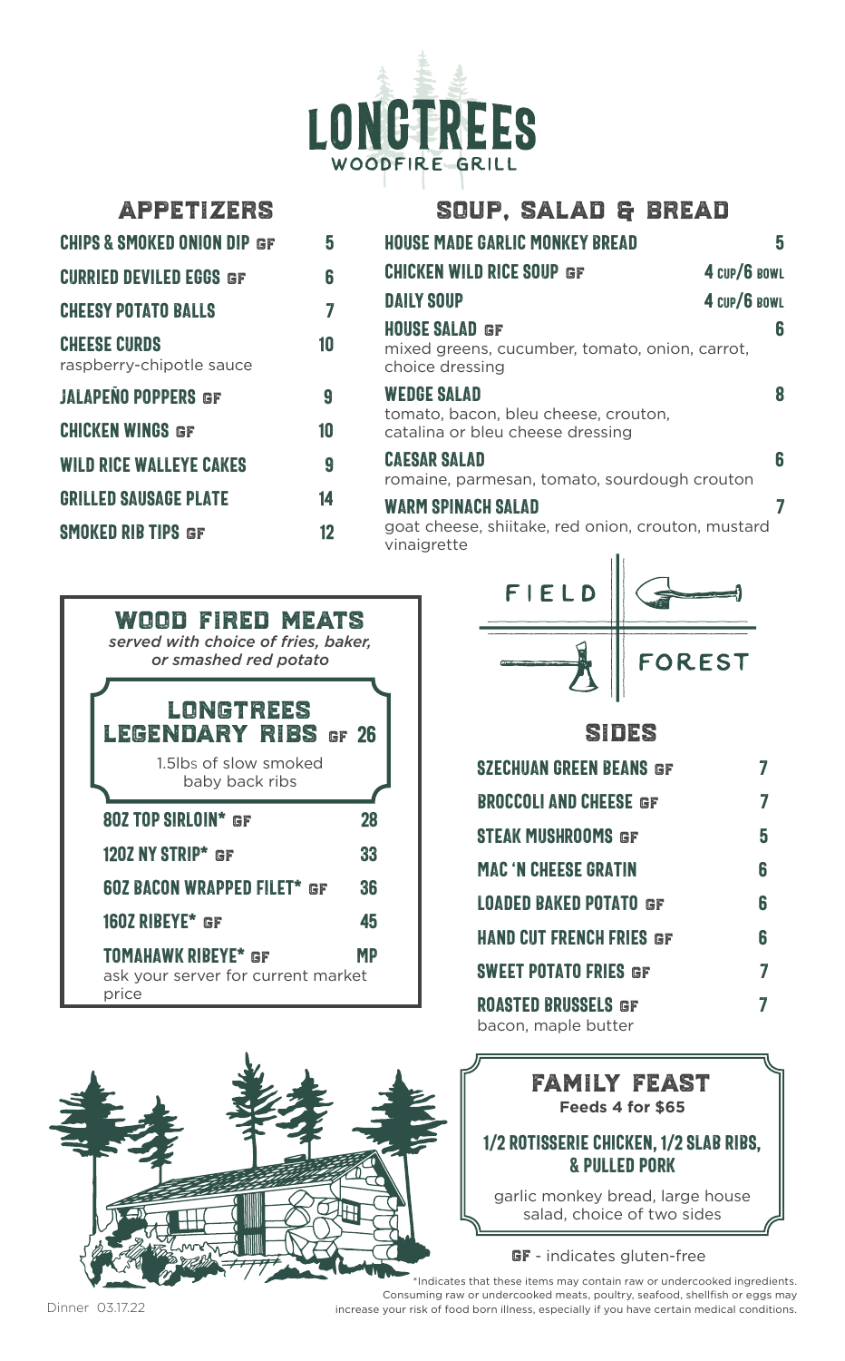# LONGTREES
WOODFIRE GRILL

## APPETIZERS

| Item | Price |
|---|---|
| CHIPS & SMOKED ONION DIP GF | 5 |
| CURRIED DEVILED EGGS GF | 6 |
| CHEESY POTATO BALLS | 7 |
| CHEESE CURDS<br>raspberry-chipotle sauce | 10 |
| JALAPEÑO POPPERS GF | 9 |
| CHICKEN WINGS GF | 10 |
| WILD RICE WALLEYE CAKES | 9 |
| GRILLED SAUSAGE PLATE | 14 |
| SMOKED RIB TIPS GF | 12 |

## SOUP, SALAD & BREAD

| Item | Price |
|---|---|
| HOUSE MADE GARLIC MONKEY BREAD | 5 |
| CHICKEN WILD RICE SOUP GF | 4 CUP/6 BOWL |
| DAILY SOUP | 4 CUP/6 BOWL |
| HOUSE SALAD GF<br>mixed greens, cucumber, tomato, onion, carrot, choice dressing | 6 |
| WEDGE SALAD<br>tomato, bacon, bleu cheese, crouton, catalina or bleu cheese dressing | 8 |
| CAESAR SALAD<br>romaine, parmesan, tomato, sourdough crouton | 6 |
| WARM SPINACH SALAD<br>goat cheese, shiitake, red onion, crouton, mustard vinaigrette | 7 |

## WOOD FIRED MEATS

*served with choice of fries, baker, or smashed red potato*

### LONGTREES LEGENDARY RIBS GF 26

1.5lbs of slow smoked baby back ribs

| Item | Price |
|---|---|
| 8OZ TOP SIRLOIN* GF | 28 |
| 12OZ NY STRIP* GF | 33 |
| 6OZ BACON WRAPPED FILET* GF | 36 |
| 16OZ RIBEYE* GF | 45 |
| TOMAHAWK RIBEYE* GF<br>ask your server for current market price | MP |

FIELD | FOREST

## SIDES

| Item | Price |
|---|---|
| SZECHUAN GREEN BEANS GF | 7 |
| BROCCOLI AND CHEESE GF | 7 |
| STEAK MUSHROOMS GF | 5 |
| MAC 'N CHEESE GRATIN | 6 |
| LOADED BAKED POTATO GF | 6 |
| HAND CUT FRENCH FRIES GF | 6 |
| SWEET POTATO FRIES GF | 7 |
| ROASTED BRUSSELS GF<br>bacon, maple butter | 7 |

## FAMILY FEAST

**Feeds 4 for $65**

### 1/2 ROTISSERIE CHICKEN, 1/2 SLAB RIBS, & PULLED PORK

garlic monkey bread, large house salad, choice of two sides

GF - indicates gluten-free

*Indicates that these items may contain raw or undercooked ingredients. Consuming raw or undercooked meats, poultry, seafood, shellfish or eggs may increase your risk of food born illness, especially if you have certain medical conditions.

Dinner 03.17.22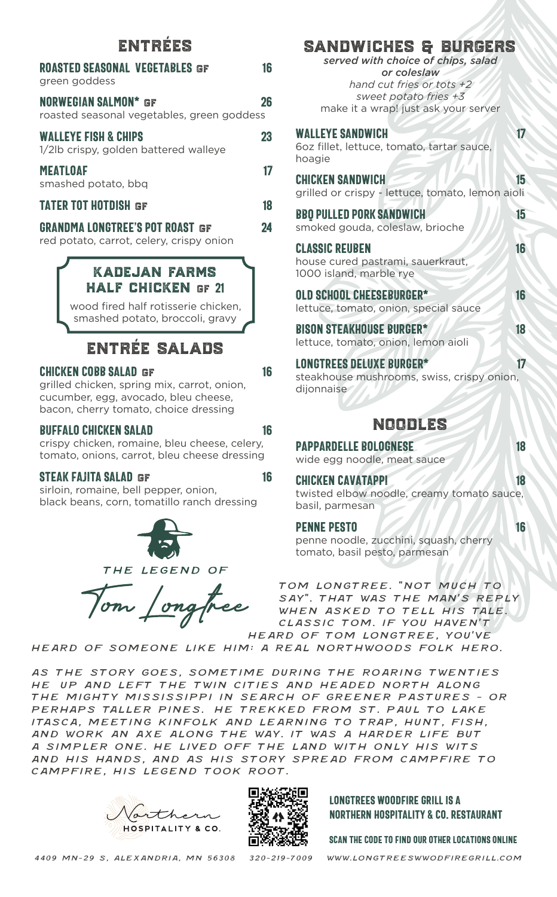# ENTRÉES

**ROASTED SEASONAL VEGETABLES GF** 16
green goddess

**NORWEGIAN SALMON* GF** 26
roasted seasonal vegetables, green goddess

**WALLEYE FISH & CHIPS** 23
1/2lb crispy, golden battered walleye

**MEATLOAF** 17
smashed potato, bbq

**TATER TOT HOTDISH GF** 18

**GRANDMA LONGTREE'S POT ROAST GF** 24
red potato, carrot, celery, crispy onion

### KADEJAN FARMS HALF CHICKEN GF 21

wood fired half rotisserie chicken, smashed potato, broccoli, gravy

# ENTRÉE SALADS

**CHICKEN COBB SALAD GF** 16
grilled chicken, spring mix, carrot, onion, cucumber, egg, avocado, bleu cheese, bacon, cherry tomato, choice dressing

**BUFFALO CHICKEN SALAD** 16
crispy chicken, romaine, bleu cheese, celery, tomato, onions, carrot, bleu cheese dressing

**STEAK FAJITA SALAD GF** 16
sirloin, romaine, bell pepper, onion, black beans, corn, tomatillo ranch dressing

# SANDWICHES & BURGERS

*served with choice of chips, salad or coleslaw*
*hand cut fries or tots +2*
*sweet potato fries +3*
make it a wrap! just ask your server

**WALLEYE SANDWICH** 17
6oz fillet, lettuce, tomato, tartar sauce, hoagie

**CHICKEN SANDWICH** 15
grilled or crispy - lettuce, tomato, lemon aioli

**BBQ PULLED PORK SANDWICH** 15
smoked gouda, coleslaw, brioche

**CLASSIC REUBEN** 16
house cured pastrami, sauerkraut, 1000 island, marble rye

**OLD SCHOOL CHEESEBURGER*** 16
lettuce, tomato, onion, special sauce

**BISON STEAKHOUSE BURGER*** 18
lettuce, tomato, onion, lemon aioli

**LONGTREES DELUXE BURGER*** 17
steakhouse mushrooms, swiss, crispy onion, dijonnaise

# NOODLES

**PAPPARDELLE BOLOGNESE** 18
wide egg noodle, meat sauce

**CHICKEN CAVATAPPI** 18
twisted elbow noodle, creamy tomato sauce, basil, parmesan

**PENNE PESTO** 16
penne noodle, zucchini, squash, cherry tomato, basil pesto, parmesan

## THE LEGEND OF Tom Longtree

TOM LONGTREE. "NOT MUCH TO SAY". THAT WAS THE MAN'S REPLY WHEN ASKED TO TELL HIS TALE. CLASSIC TOM. IF YOU HAVEN'T HEARD OF TOM LONGTREE, YOU'VE HEARD OF SOMEONE LIKE HIM: A REAL NORTHWOODS FOLK HERO.

AS THE STORY GOES, SOMETIME DURING THE ROARING TWENTIES HE UP AND LEFT THE TWIN CITIES AND HEADED NORTH ALONG THE MIGHTY MISSISSIPPI IN SEARCH OF GREENER PASTURES - OR PERHAPS TALLER PINES. HE TREKKED FROM ST. PAUL TO LAKE ITASCA, MEETING KINFOLK AND LEARNING TO TRAP, HUNT, FISH, AND WORK AN AXE ALONG THE WAY. IT WAS A HARDER LIFE BUT A SIMPLER ONE. HE LIVED OFF THE LAND WITH ONLY HIS WITS AND HIS HANDS, AND AS HIS STORY SPREAD FROM CAMPFIRE TO CAMPFIRE, HIS LEGEND TOOK ROOT.

Northern HOSPITALITY & CO.

**LONGTREES WOODFIRE GRILL IS A NORTHERN HOSPITALITY & CO. RESTAURANT**

**SCAN THE CODE TO FIND OUR OTHER LOCATIONS ONLINE**

4409 MN-29 S, ALEXANDRIA, MN 56308 320-219-7009 WWW.LONGTREESWWODFIREGRILL.COM